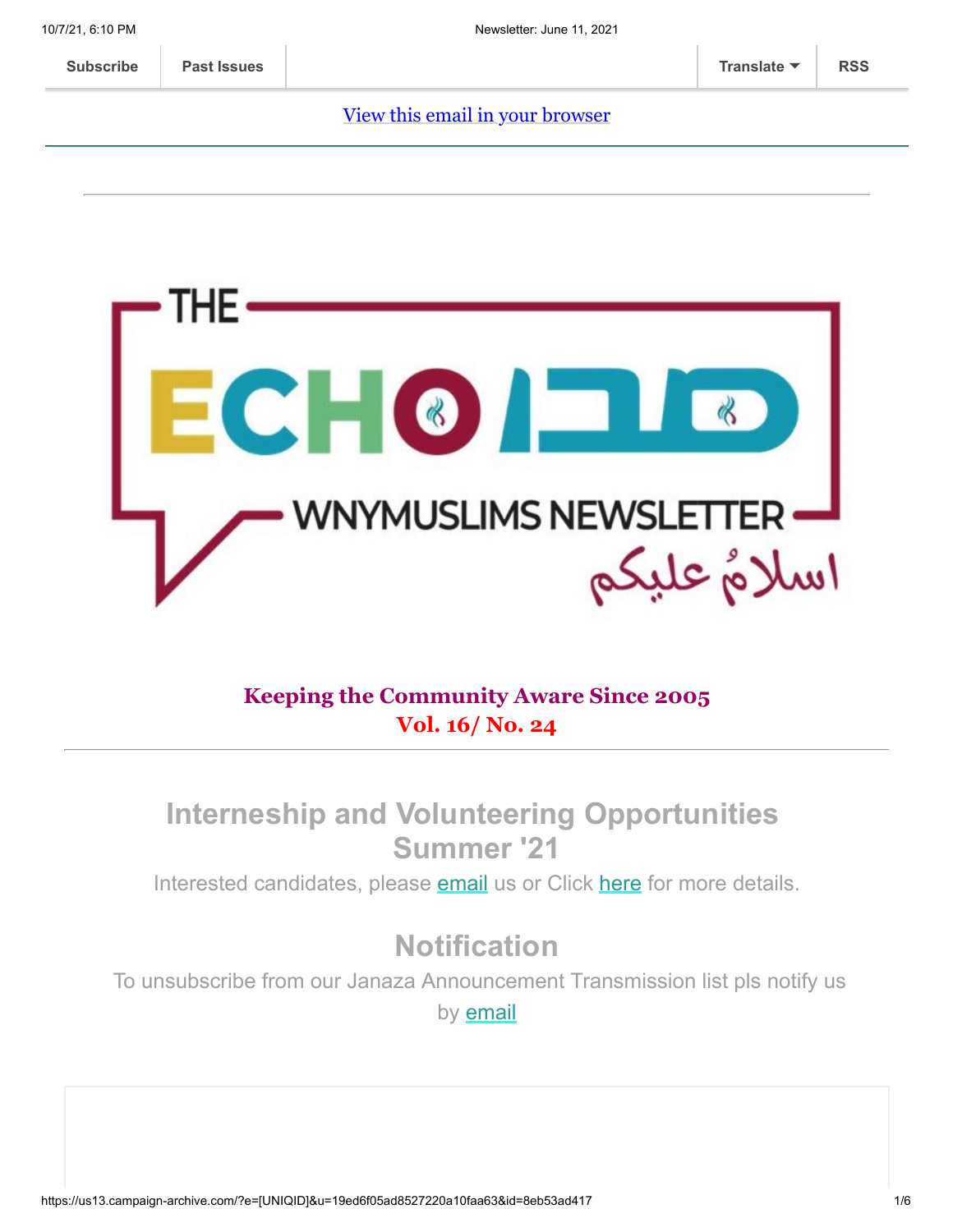Subscribe | Past Issues | Translate | RSS

View this email in your browser

THE ECHO صدا

WNYMUSLIMS NEWSLETTER

اسلامُ علیکم

**Keeping the Community Aware Since 2005**
**Vol. 16/ No. 24**

---

## Interneship and Volunteering Opportunities Summer '21

Interested candidates, please email us or Click here for more details.

## Notification

To unsubscribe from our Janaza Announcement Transmission list pls notify us by email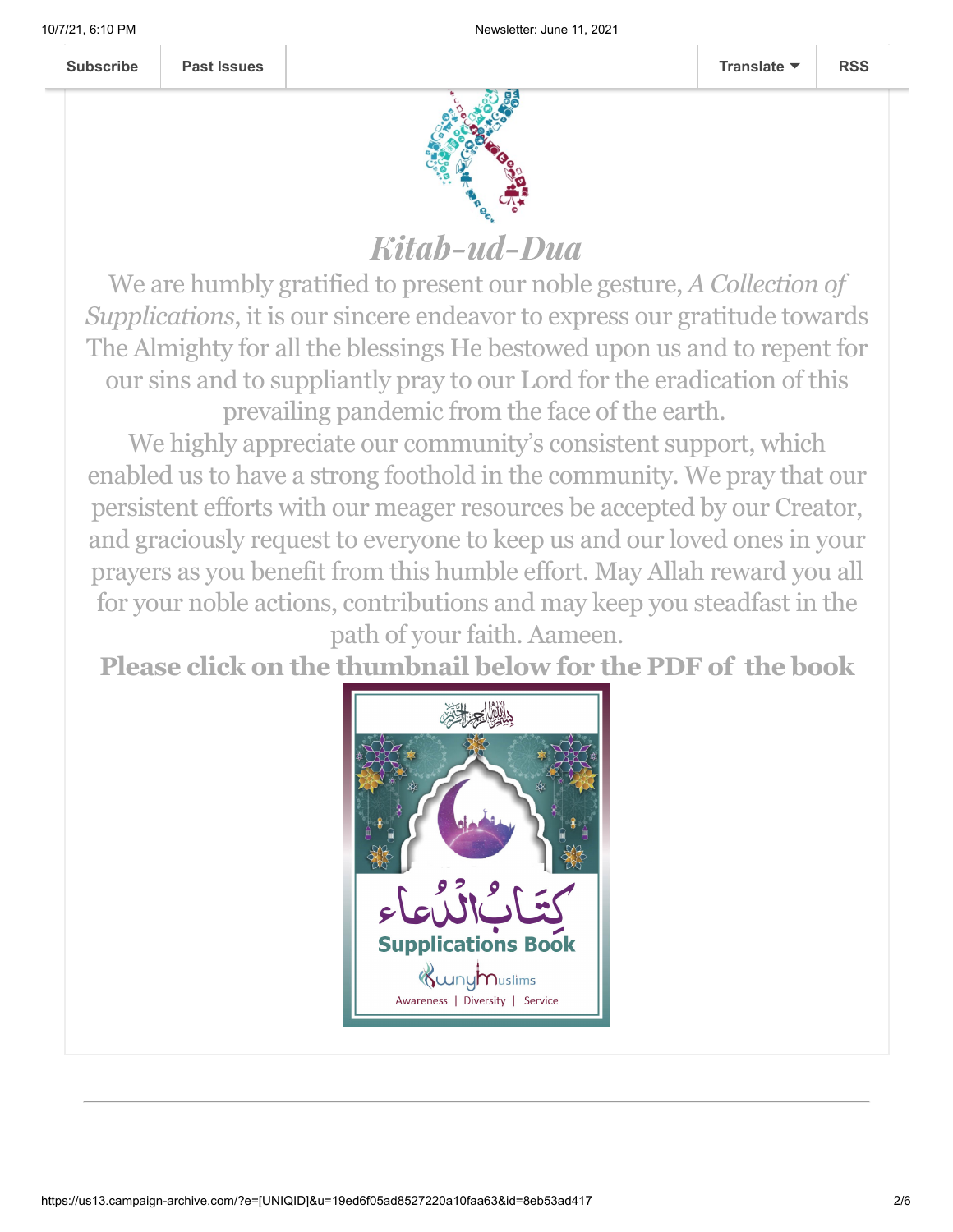# *Kitab-ud-Dua*

We are humbly gratified to present our noble gesture, *A Collection of Supplications*, it is our sincere endeavor to express our gratitude towards The Almighty for all the blessings He bestowed upon us and to repent for our sins and to suppliantly pray to our Lord for the eradication of this prevailing pandemic from the face of the earth.

We highly appreciate our community's consistent support, which enabled us to have a strong foothold in the community. We pray that our persistent efforts with our meager resources be accepted by our Creator, and graciously request to everyone to keep us and our loved ones in your prayers as you benefit from this humble effort. May Allah reward you all for your noble actions, contributions and may keep you steadfast in the path of your faith. Aameen.

**Please click on the thumbnail below for the PDF of the book**

كِتَابُ الدُّعاء

Supplications Book

Awareness | Diversity | Service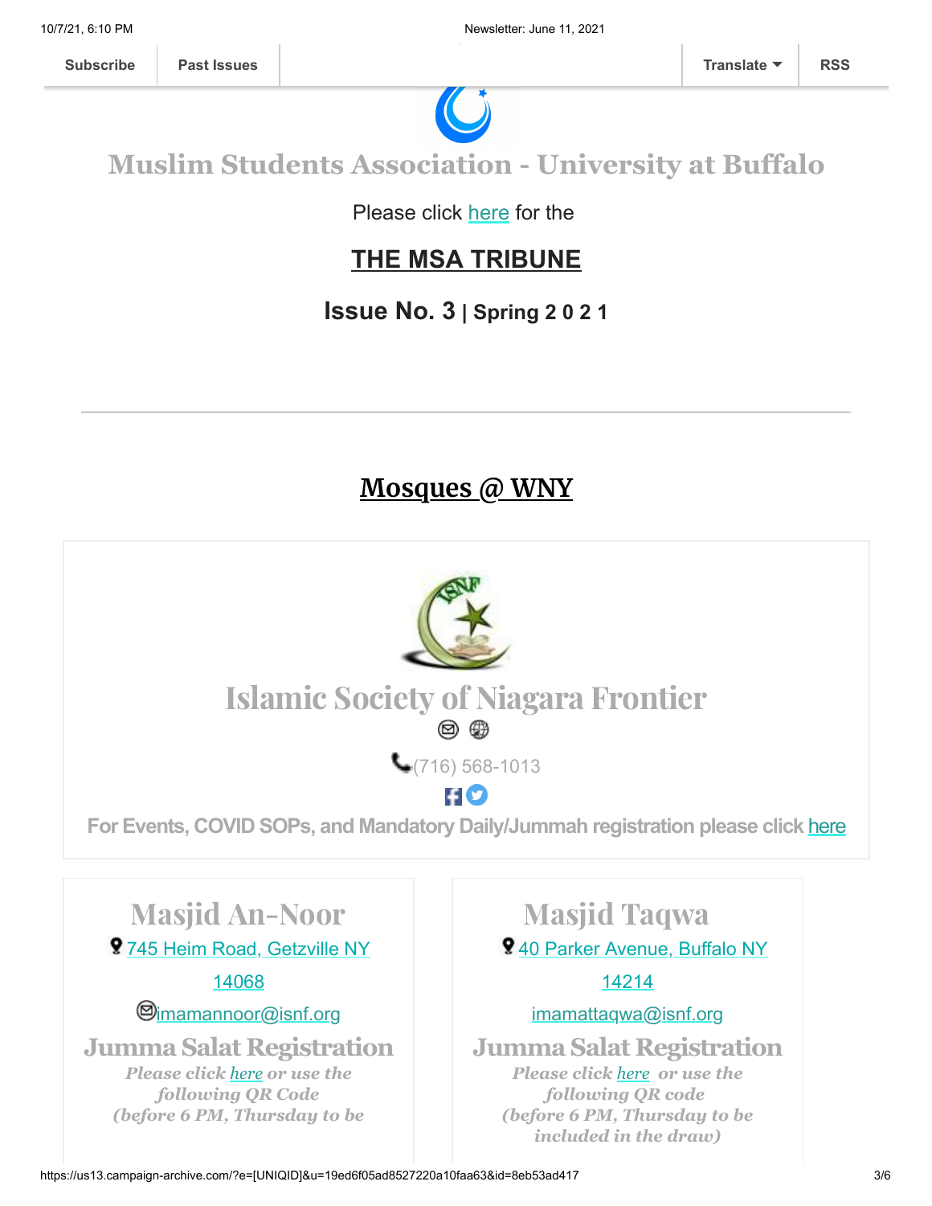Subscribe | Past Issues | Translate | RSS

# Muslim Students Association - University at Buffalo

Please click here for the

## THE MSA TRIBUNE

### Issue No. 3 | Spring 2 0 2 1

---

## Mosques @ WNY

## Islamic Society of Niagara Frontier

(716) 568-1013

**For Events, COVID SOPs, and Mandatory Daily/Jummah registration please click here**

### Masjid An-Noor

745 Heim Road, Getzville NY 14068

imamannoor@isnf.org

### Jumma Salat Registration

*Please click here or use the following QR Code (before 6 PM, Thursday to be*

### Masjid Taqwa

40 Parker Avenue, Buffalo NY 14214

imamattaqwa@isnf.org

### Jumma Salat Registration

*Please click here or use the following QR code (before 6 PM, Thursday to be included in the draw)*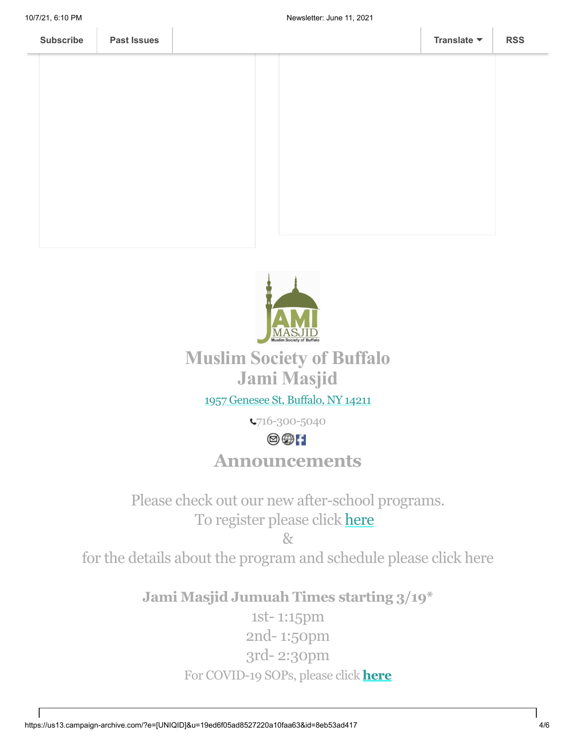# Muslim Society of Buffalo
# Jami Masjid

1957 Genesee St, Buffalo, NY 14211

716-300-5040

## Announcements

Please check out our new after-school programs.
To register please click here
&
for the details about the program and schedule please click here

**Jami Masjid Jumuah Times starting 3/19***
1st- 1:15pm
2nd- 1:50pm
3rd- 2:30pm
For COVID-19 SOPs, please click **here**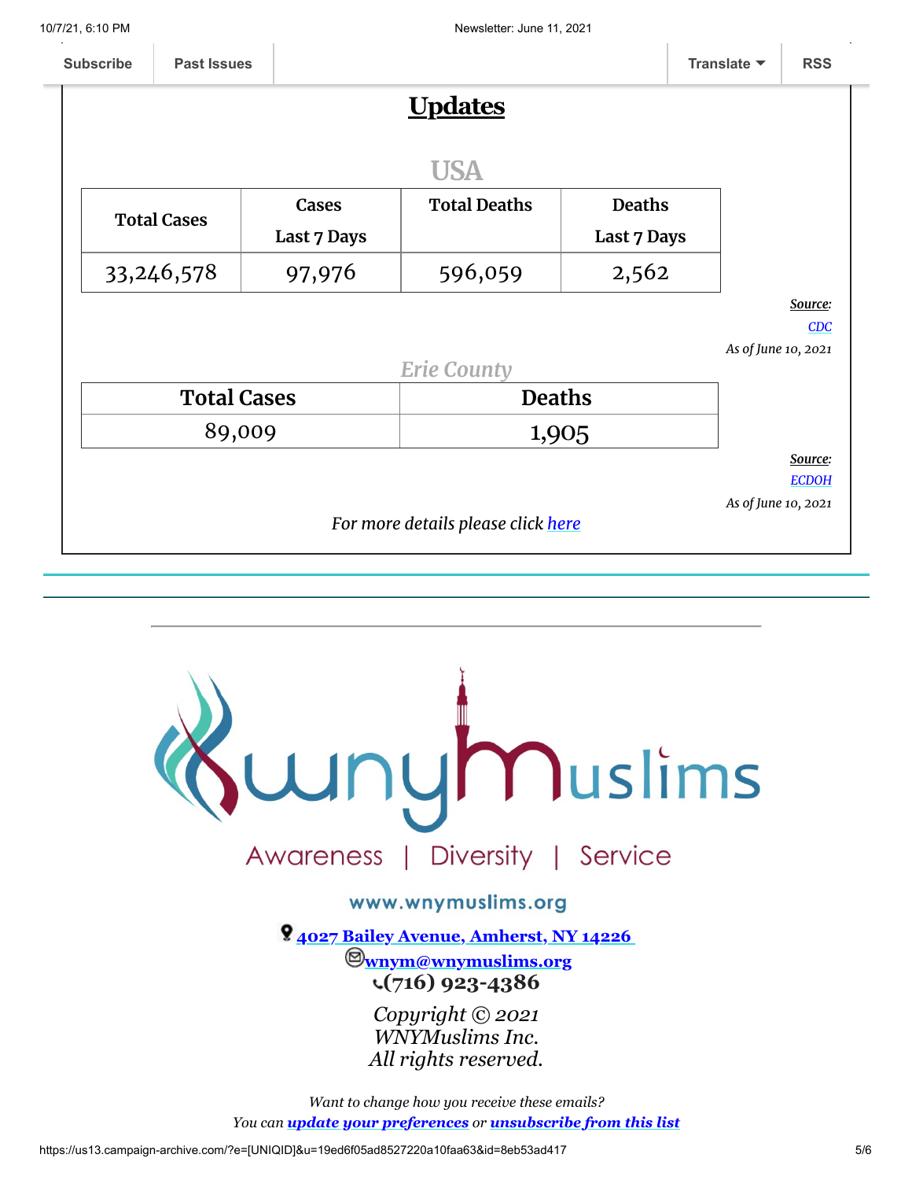Subscribe | Past Issues | Translate | RSS

# Updates

## USA

| Total Cases | Cases Last 7 Days | Total Deaths | Deaths Last 7 Days |
|---|---|---|---|
| 33,246,578 | 97,976 | 596,059 | 2,562 |

***Source:***
*CDC*
*As of June 10, 2021*

## *Erie County*

| Total Cases | Deaths |
|---|---|
| 89,009 | 1,905 |

***Source:***
*ECDOH*
*As of June 10, 2021*

*For more details please click here*

wnyMuslims

Awareness | Diversity | Service

www.wnymuslims.org

**4027 Bailey Avenue, Amherst, NY 14226**
**wnym@wnymuslims.org**
**(716) 923-4386**

*Copyright © 2021*
*WNYMuslims Inc.*
*All rights reserved.*

*Want to change how you receive these emails?*
*You can* ***update your preferences*** *or* ***unsubscribe from this list***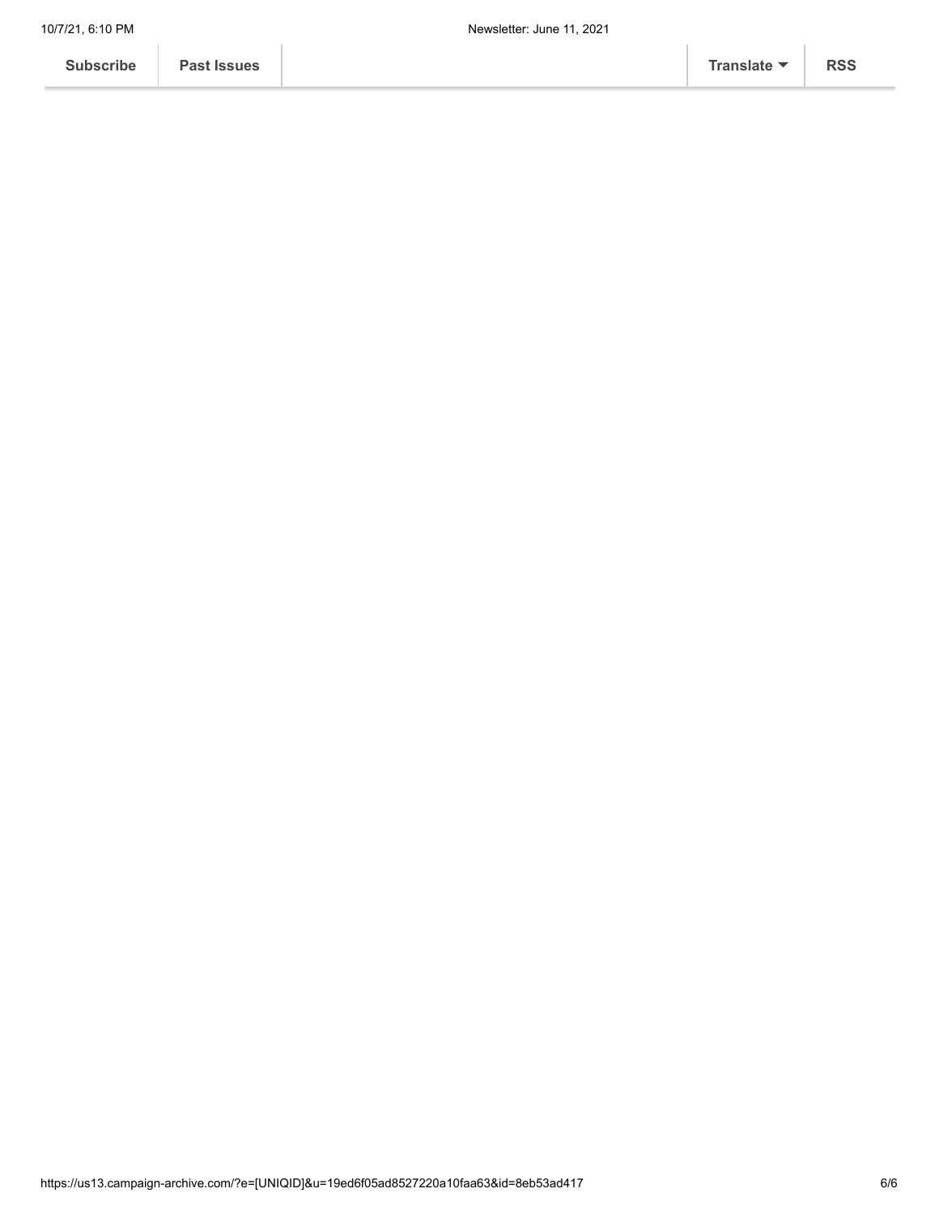Subscribe | Past Issues | Translate | RSS